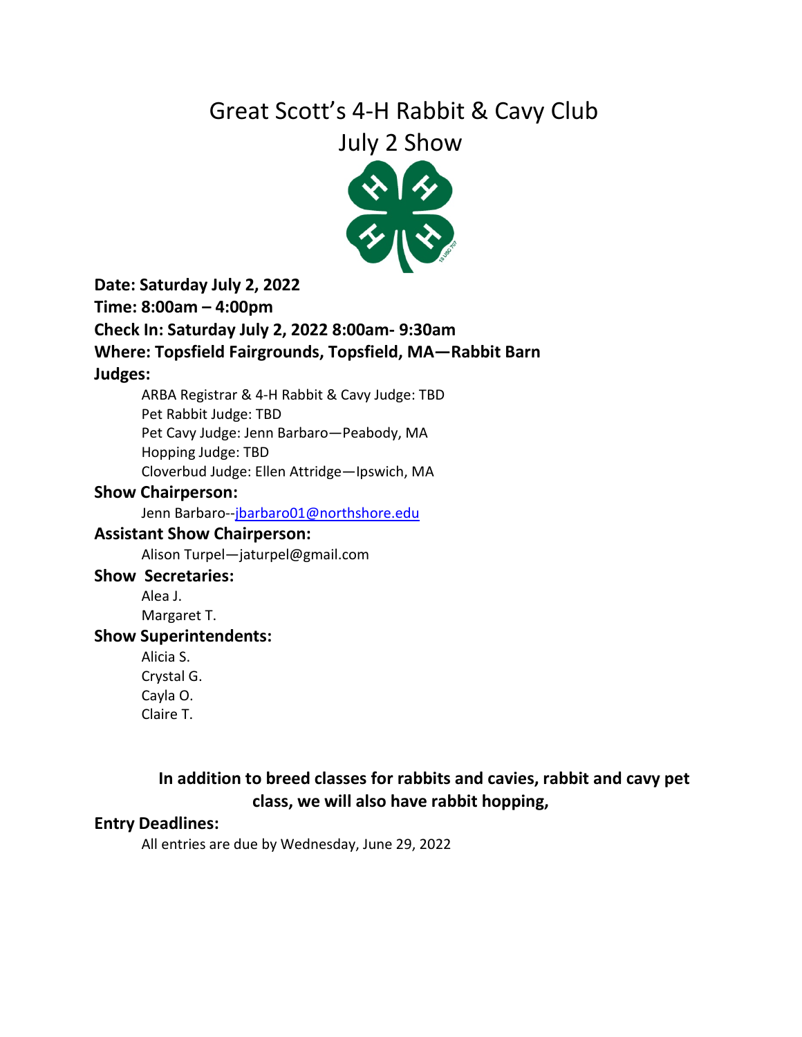# Great Scott's 4-H Rabbit & Cavy Club
# July 2 Show

**Date: Saturday July 2, 2022**

**Time: 8:00am – 4:00pm**

**Check In: Saturday July 2, 2022 8:00am- 9:30am**

**Where: Topsfield Fairgrounds, Topsfield, MA—Rabbit Barn**

**Judges:**

ARBA Registrar & 4-H Rabbit & Cavy Judge: TBD
Pet Rabbit Judge: TBD
Pet Cavy Judge: Jenn Barbaro—Peabody, MA
Hopping Judge: TBD
Cloverbud Judge: Ellen Attridge—Ipswich, MA

**Show Chairperson:**

Jenn Barbaro--jbarbaro01@northshore.edu

**Assistant Show Chairperson:**

Alison Turpel—jaturpel@gmail.com

**Show Secretaries:**

Alea J.
Margaret T.

**Show Superintendents:**

Alicia S.
Crystal G.
Cayla O.
Claire T.

**In addition to breed classes for rabbits and cavies, rabbit and cavy pet class, we will also have rabbit hopping,**

**Entry Deadlines:**

All entries are due by Wednesday, June 29, 2022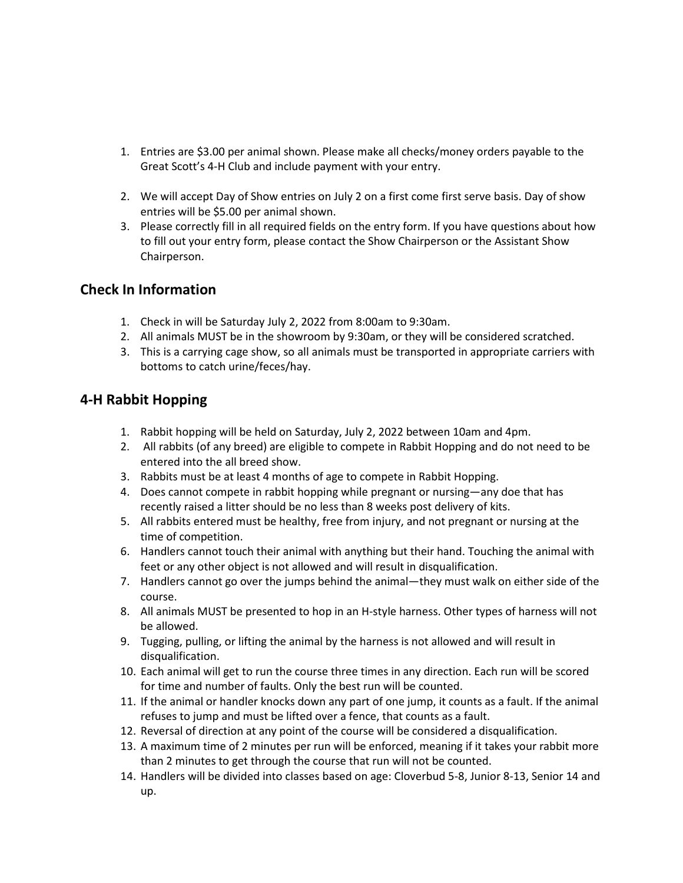1. Entries are $3.00 per animal shown. Please make all checks/money orders payable to the Great Scott's 4-H Club and include payment with your entry.

2. We will accept Day of Show entries on July 2 on a first come first serve basis. Day of show entries will be $5.00 per animal shown.
3. Please correctly fill in all required fields on the entry form. If you have questions about how to fill out your entry form, please contact the Show Chairperson or the Assistant Show Chairperson.

## Check In Information

1. Check in will be Saturday July 2, 2022 from 8:00am to 9:30am.
2. All animals MUST be in the showroom by 9:30am, or they will be considered scratched.
3. This is a carrying cage show, so all animals must be transported in appropriate carriers with bottoms to catch urine/feces/hay.

## 4-H Rabbit Hopping

1. Rabbit hopping will be held on Saturday, July 2, 2022 between 10am and 4pm.
2. All rabbits (of any breed) are eligible to compete in Rabbit Hopping and do not need to be entered into the all breed show.
3. Rabbits must be at least 4 months of age to compete in Rabbit Hopping.
4. Does cannot compete in rabbit hopping while pregnant or nursing—any doe that has recently raised a litter should be no less than 8 weeks post delivery of kits.
5. All rabbits entered must be healthy, free from injury, and not pregnant or nursing at the time of competition.
6. Handlers cannot touch their animal with anything but their hand. Touching the animal with feet or any other object is not allowed and will result in disqualification.
7. Handlers cannot go over the jumps behind the animal—they must walk on either side of the course.
8. All animals MUST be presented to hop in an H-style harness. Other types of harness will not be allowed.
9. Tugging, pulling, or lifting the animal by the harness is not allowed and will result in disqualification.
10. Each animal will get to run the course three times in any direction. Each run will be scored for time and number of faults. Only the best run will be counted.
11. If the animal or handler knocks down any part of one jump, it counts as a fault. If the animal refuses to jump and must be lifted over a fence, that counts as a fault.
12. Reversal of direction at any point of the course will be considered a disqualification.
13. A maximum time of 2 minutes per run will be enforced, meaning if it takes your rabbit more than 2 minutes to get through the course that run will not be counted.
14. Handlers will be divided into classes based on age: Cloverbud 5-8, Junior 8-13, Senior 14 and up.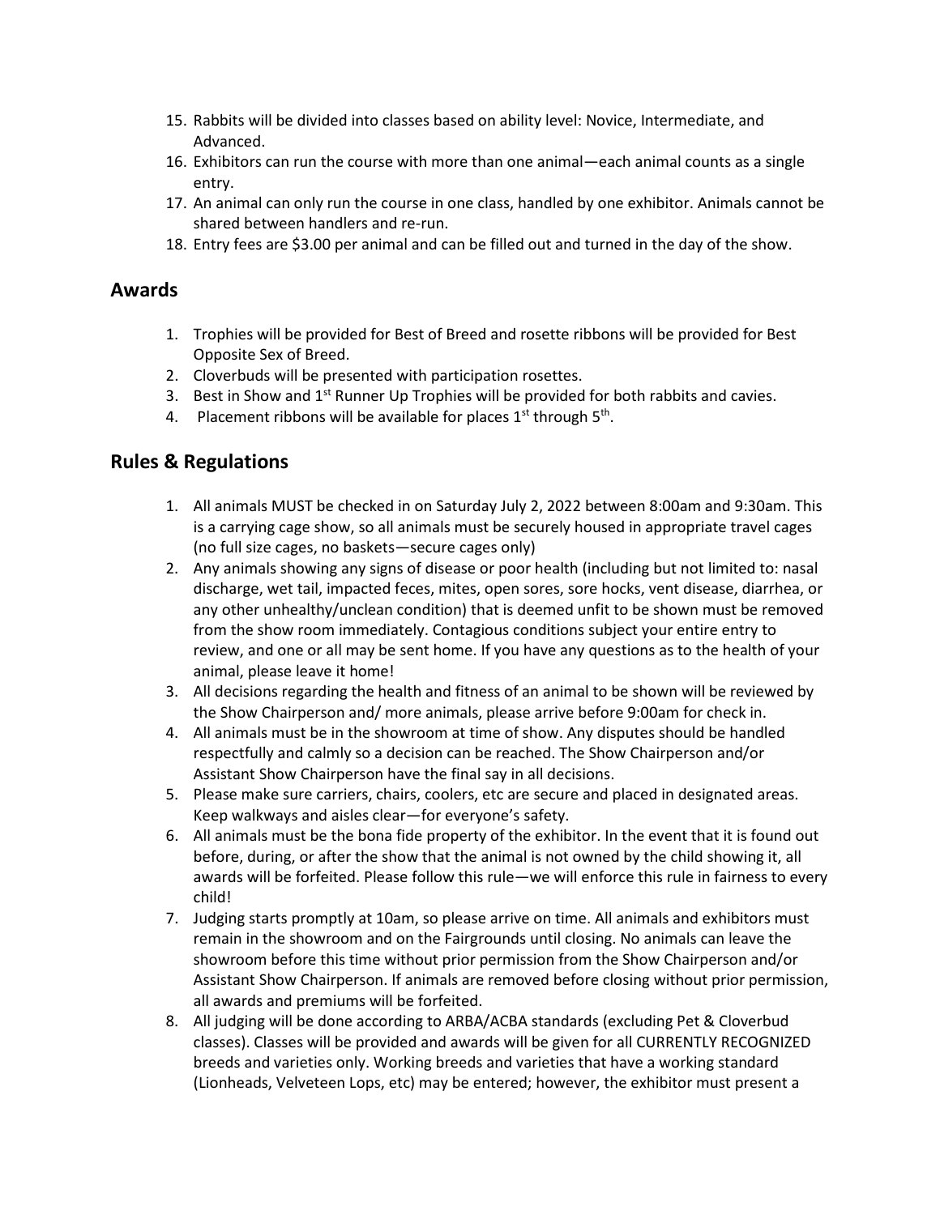15. Rabbits will be divided into classes based on ability level: Novice, Intermediate, and Advanced.
16. Exhibitors can run the course with more than one animal—each animal counts as a single entry.
17. An animal can only run the course in one class, handled by one exhibitor. Animals cannot be shared between handlers and re-run.
18. Entry fees are $3.00 per animal and can be filled out and turned in the day of the show.

## Awards

1. Trophies will be provided for Best of Breed and rosette ribbons will be provided for Best Opposite Sex of Breed.
2. Cloverbuds will be presented with participation rosettes.
3. Best in Show and 1st Runner Up Trophies will be provided for both rabbits and cavies.
4. Placement ribbons will be available for places 1st through 5th.

## Rules & Regulations

1. All animals MUST be checked in on Saturday July 2, 2022 between 8:00am and 9:30am. This is a carrying cage show, so all animals must be securely housed in appropriate travel cages (no full size cages, no baskets—secure cages only)
2. Any animals showing any signs of disease or poor health (including but not limited to: nasal discharge, wet tail, impacted feces, mites, open sores, sore hocks, vent disease, diarrhea, or any other unhealthy/unclean condition) that is deemed unfit to be shown must be removed from the show room immediately. Contagious conditions subject your entire entry to review, and one or all may be sent home. If you have any questions as to the health of your animal, please leave it home!
3. All decisions regarding the health and fitness of an animal to be shown will be reviewed by the Show Chairperson and/ more animals, please arrive before 9:00am for check in.
4. All animals must be in the showroom at time of show. Any disputes should be handled respectfully and calmly so a decision can be reached. The Show Chairperson and/or Assistant Show Chairperson have the final say in all decisions.
5. Please make sure carriers, chairs, coolers, etc are secure and placed in designated areas. Keep walkways and aisles clear—for everyone's safety.
6. All animals must be the bona fide property of the exhibitor. In the event that it is found out before, during, or after the show that the animal is not owned by the child showing it, all awards will be forfeited. Please follow this rule—we will enforce this rule in fairness to every child!
7. Judging starts promptly at 10am, so please arrive on time. All animals and exhibitors must remain in the showroom and on the Fairgrounds until closing. No animals can leave the showroom before this time without prior permission from the Show Chairperson and/or Assistant Show Chairperson. If animals are removed before closing without prior permission, all awards and premiums will be forfeited.
8. All judging will be done according to ARBA/ACBA standards (excluding Pet & Cloverbud classes). Classes will be provided and awards will be given for all CURRENTLY RECOGNIZED breeds and varieties only. Working breeds and varieties that have a working standard (Lionheads, Velveteen Lops, etc) may be entered; however, the exhibitor must present a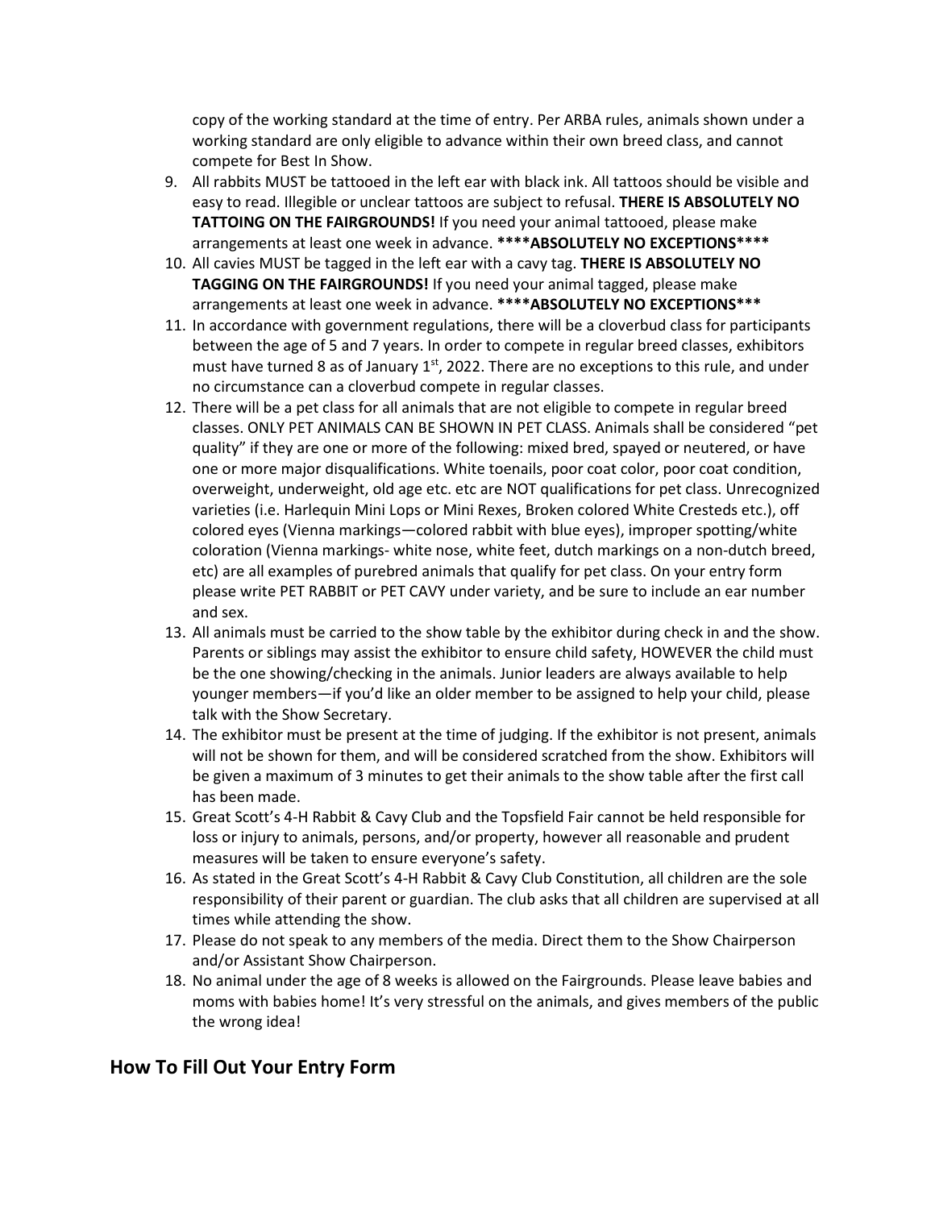copy of the working standard at the time of entry. Per ARBA rules, animals shown under a working standard are only eligible to advance within their own breed class, and cannot compete for Best In Show.

9. All rabbits MUST be tattooed in the left ear with black ink. All tattoos should be visible and easy to read. Illegible or unclear tattoos are subject to refusal. **THERE IS ABSOLUTELY NO TATTOOING ON THE FAIRGROUNDS!** If you need your animal tattooed, please make arrangements at least one week in advance. **\*\*\*\*ABSOLUTELY NO EXCEPTIONS\*\*\*\***
10. All cavies MUST be tagged in the left ear with a cavy tag. **THERE IS ABSOLUTELY NO TAGGING ON THE FAIRGROUNDS!** If you need your animal tagged, please make arrangements at least one week in advance. **\*\*\*\*ABSOLUTELY NO EXCEPTIONS\*\*\***
11. In accordance with government regulations, there will be a cloverbud class for participants between the age of 5 and 7 years. In order to compete in regular breed classes, exhibitors must have turned 8 as of January 1st, 2022. There are no exceptions to this rule, and under no circumstance can a cloverbud compete in regular classes.
12. There will be a pet class for all animals that are not eligible to compete in regular breed classes. ONLY PET ANIMALS CAN BE SHOWN IN PET CLASS. Animals shall be considered "pet quality" if they are one or more of the following: mixed bred, spayed or neutered, or have one or more major disqualifications. White toenails, poor coat color, poor coat condition, overweight, underweight, old age etc. etc are NOT qualifications for pet class. Unrecognized varieties (i.e. Harlequin Mini Lops or Mini Rexes, Broken colored White Cresteds etc.), off colored eyes (Vienna markings—colored rabbit with blue eyes), improper spotting/white coloration (Vienna markings- white nose, white feet, dutch markings on a non-dutch breed, etc) are all examples of purebred animals that qualify for pet class. On your entry form please write PET RABBIT or PET CAVY under variety, and be sure to include an ear number and sex.
13. All animals must be carried to the show table by the exhibitor during check in and the show. Parents or siblings may assist the exhibitor to ensure child safety, HOWEVER the child must be the one showing/checking in the animals. Junior leaders are always available to help younger members—if you'd like an older member to be assigned to help your child, please talk with the Show Secretary.
14. The exhibitor must be present at the time of judging. If the exhibitor is not present, animals will not be shown for them, and will be considered scratched from the show. Exhibitors will be given a maximum of 3 minutes to get their animals to the show table after the first call has been made.
15. Great Scott's 4-H Rabbit & Cavy Club and the Topsfield Fair cannot be held responsible for loss or injury to animals, persons, and/or property, however all reasonable and prudent measures will be taken to ensure everyone's safety.
16. As stated in the Great Scott's 4-H Rabbit & Cavy Club Constitution, all children are the sole responsibility of their parent or guardian. The club asks that all children are supervised at all times while attending the show.
17. Please do not speak to any members of the media. Direct them to the Show Chairperson and/or Assistant Show Chairperson.
18. No animal under the age of 8 weeks is allowed on the Fairgrounds. Please leave babies and moms with babies home! It's very stressful on the animals, and gives members of the public the wrong idea!

## How To Fill Out Your Entry Form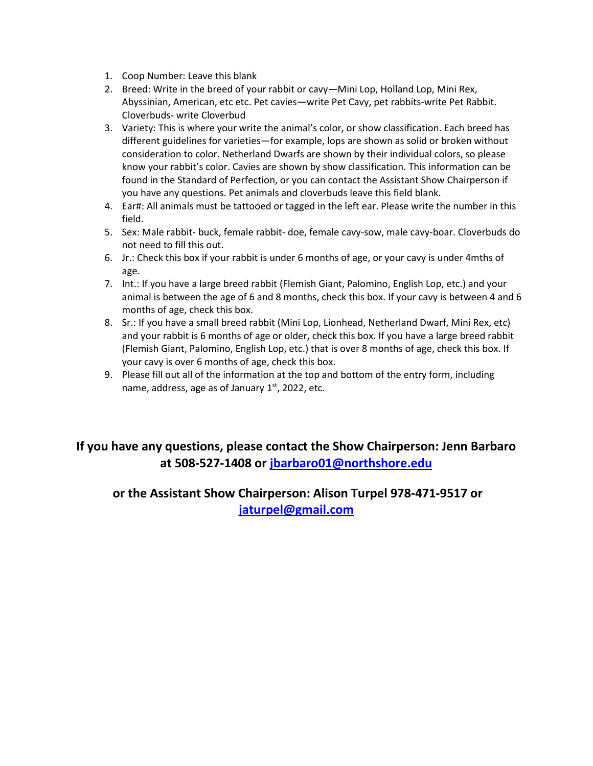1. Coop Number: Leave this blank
2. Breed: Write in the breed of your rabbit or cavy—Mini Lop, Holland Lop, Mini Rex, Abyssinian, American, etc etc. Pet cavies—write Pet Cavy, pet rabbits-write Pet Rabbit. Cloverbuds- write Cloverbud
3. Variety: This is where your write the animal's color, or show classification. Each breed has different guidelines for varieties—for example, lops are shown as solid or broken without consideration to color. Netherland Dwarfs are shown by their individual colors, so please know your rabbit's color. Cavies are shown by show classification. This information can be found in the Standard of Perfection, or you can contact the Assistant Show Chairperson if you have any questions. Pet animals and cloverbuds leave this field blank.
4. Ear#: All animals must be tattooed or tagged in the left ear. Please write the number in this field.
5. Sex: Male rabbit- buck, female rabbit- doe, female cavy-sow, male cavy-boar. Cloverbuds do not need to fill this out.
6. Jr.: Check this box if your rabbit is under 6 months of age, or your cavy is under 4mths of age.
7. Int.: If you have a large breed rabbit (Flemish Giant, Palomino, English Lop, etc.) and your animal is between the age of 6 and 8 months, check this box. If your cavy is between 4 and 6 months of age, check this box.
8. Sr.: If you have a small breed rabbit (Mini Lop, Lionhead, Netherland Dwarf, Mini Rex, etc) and your rabbit is 6 months of age or older, check this box. If you have a large breed rabbit (Flemish Giant, Palomino, English Lop, etc.) that is over 8 months of age, check this box. If your cavy is over 6 months of age, check this box.
9. Please fill out all of the information at the top and bottom of the entry form, including name, address, age as of January 1st, 2022, etc.

**If you have any questions, please contact the Show Chairperson: Jenn Barbaro at 508-527-1408 or [jbarbaro01@northshore.edu](mailto:jbarbaro01@northshore.edu)**

**or the Assistant Show Chairperson: Alison Turpel 978-471-9517 or [jaturpel@gmail.com](mailto:jaturpel@gmail.com)**